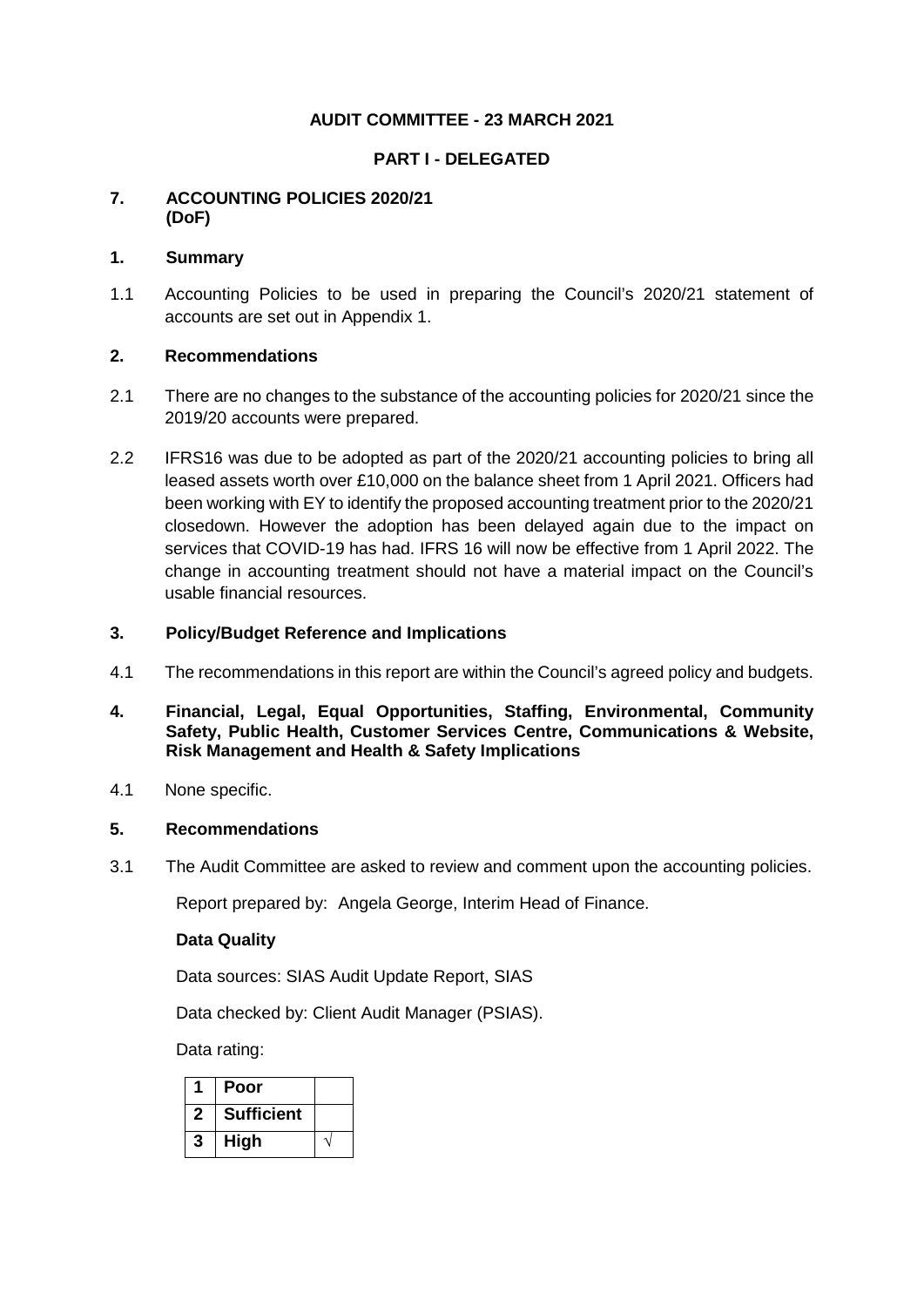**AUDIT COMMITTEE - 23 MARCH 2021**

**PART I - DELEGATED**

**7. ACCOUNTING POLICIES 2020/21 (DoF)**

**1. Summary**

1.1 Accounting Policies to be used in preparing the Council's 2020/21 statement of accounts are set out in Appendix 1.

**2. Recommendations**

2.1 There are no changes to the substance of the accounting policies for 2020/21 since the 2019/20 accounts were prepared.

2.2 IFRS16 was due to be adopted as part of the 2020/21 accounting policies to bring all leased assets worth over £10,000 on the balance sheet from 1 April 2021. Officers had been working with EY to identify the proposed accounting treatment prior to the 2020/21 closedown. However the adoption has been delayed again due to the impact on services that COVID-19 has had. IFRS 16 will now be effective from 1 April 2022. The change in accounting treatment should not have a material impact on the Council's usable financial resources.

**3. Policy/Budget Reference and Implications**

4.1 The recommendations in this report are within the Council's agreed policy and budgets.

**4. Financial, Legal, Equal Opportunities, Staffing, Environmental, Community Safety, Public Health, Customer Services Centre, Communications & Website, Risk Management and Health & Safety Implications**

4.1 None specific.

**5. Recommendations**

3.1 The Audit Committee are asked to review and comment upon the accounting policies.

Report prepared by: Angela George, Interim Head of Finance.

**Data Quality**

Data sources: SIAS Audit Update Report, SIAS

Data checked by: Client Audit Manager (PSIAS).

Data rating:

| | | |
|---|---|---|
| **1** | **Poor** | |
| **2** | **Sufficient** | |
| **3** | **High** | √ |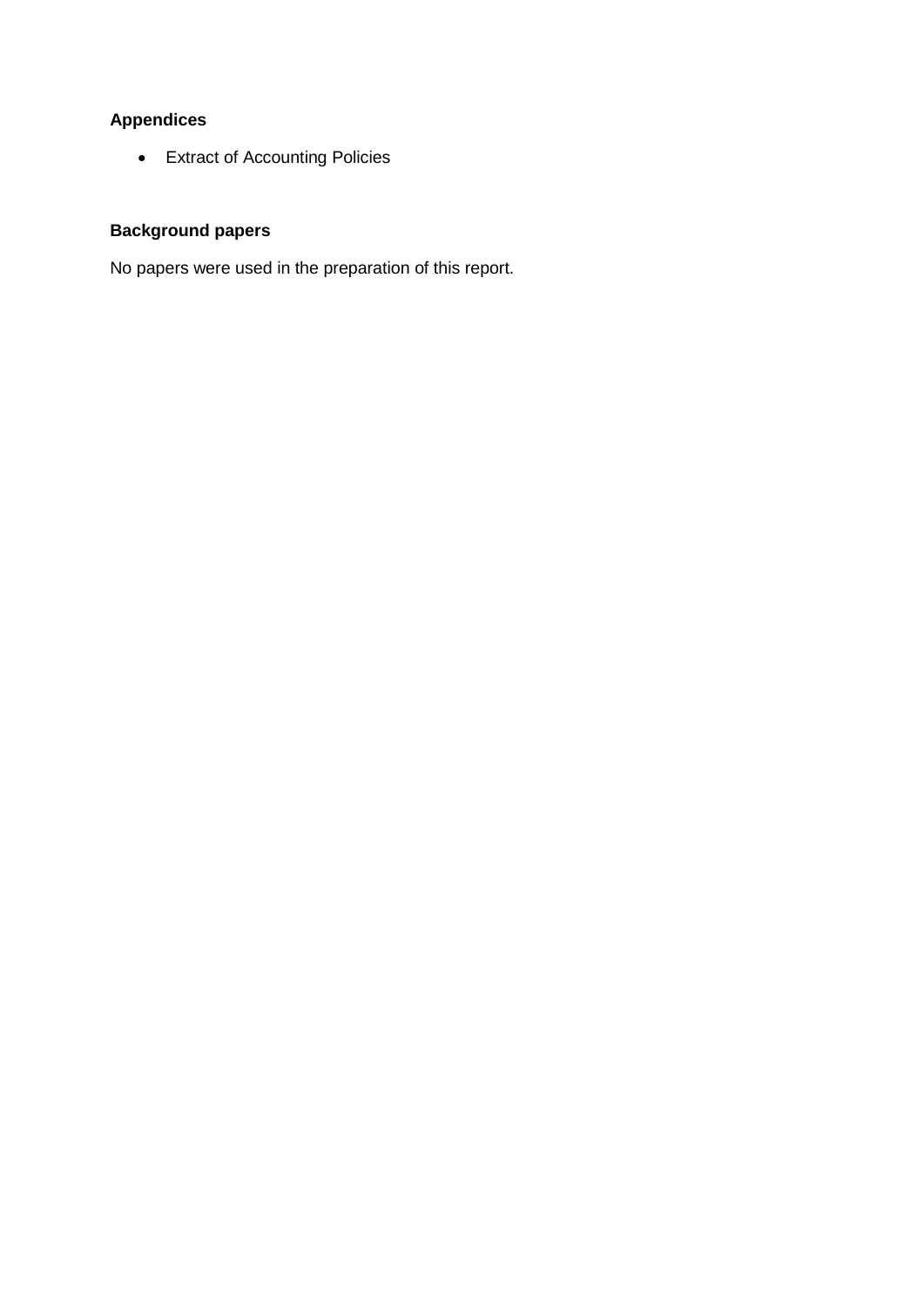## Appendices

- Extract of Accounting Policies

## Background papers

No papers were used in the preparation of this report.